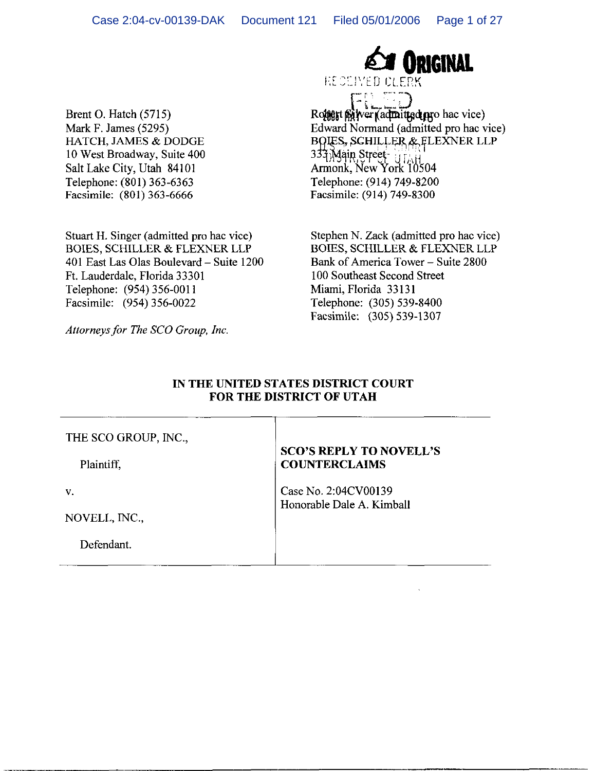Brent O. Hatch (5715)
Mark F. James (5295)
HATCH, JAMES & DODGE
10 West Broadway, Suite 400
Salt Lake City, Utah 84101
Telephone: (801) 363-6363
Facsimile: (801) 363-6666

Robert Silver (admitted pro hac vice)
Edward Normand (admitted pro hac vice)
BOIES, SCHILLER & FLEXNER LLP
333 Main Street
Armonk, New York 10504
Telephone: (914) 749-8200
Facsimile: (914) 749-8300

Stuart H. Singer (admitted pro hac vice)
BOIES, SCHILLER & FLEXNER LLP
401 East Las Olas Boulevard – Suite 1200
Ft. Lauderdale, Florida 33301
Telephone: (954) 356-0011
Facsimile: (954) 356-0022

Stephen N. Zack (admitted pro hac vice)
BOIES, SCHILLER & FLEXNER LLP
Bank of America Tower – Suite 2800
100 Southeast Second Street
Miami, Florida 33131
Telephone: (305) 539-8400
Facsimile: (305) 539-1307

*Attorneys for The SCO Group, Inc.*

**IN THE UNITED STATES DISTRICT COURT**
**FOR THE DISTRICT OF UTAH**

| | |
|---|---|
| THE SCO GROUP, INC.,<br><br>Plaintiff,<br><br>v.<br><br>NOVELL, INC.,<br><br>Defendant. | **SCO'S REPLY TO NOVELL'S COUNTERCLAIMS**<br><br>Case No. 2:04CV00139<br>Honorable Dale A. Kimball |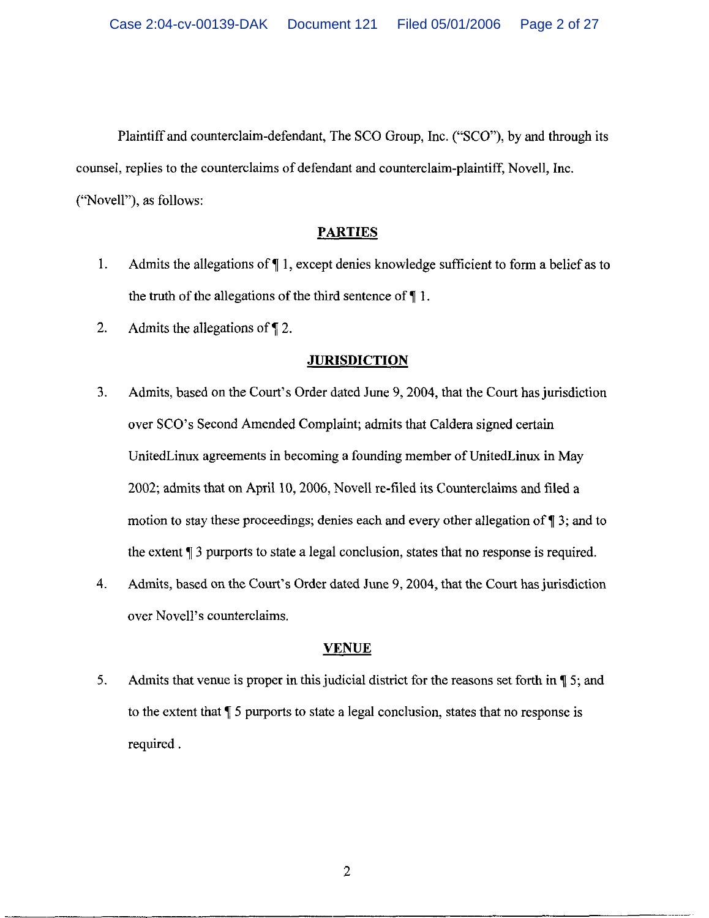Plaintiff and counterclaim-defendant, The SCO Group, Inc. ("SCO"), by and through its counsel, replies to the counterclaims of defendant and counterclaim-plaintiff, Novell, Inc. ("Novell"), as follows:

## PARTIES

1. Admits the allegations of ¶ 1, except denies knowledge sufficient to form a belief as to the truth of the allegations of the third sentence of ¶ 1.

2. Admits the allegations of ¶ 2.

## JURISDICTION

3. Admits, based on the Court's Order dated June 9, 2004, that the Court has jurisdiction over SCO's Second Amended Complaint; admits that Caldera signed certain UnitedLinux agreements in becoming a founding member of UnitedLinux in May 2002; admits that on April 10, 2006, Novell re-filed its Counterclaims and filed a motion to stay these proceedings; denies each and every other allegation of ¶ 3; and to the extent ¶ 3 purports to state a legal conclusion, states that no response is required.

4. Admits, based on the Court's Order dated June 9, 2004, that the Court has jurisdiction over Novell's counterclaims.

## VENUE

5. Admits that venue is proper in this judicial district for the reasons set forth in ¶ 5; and to the extent that ¶ 5 purports to state a legal conclusion, states that no response is required .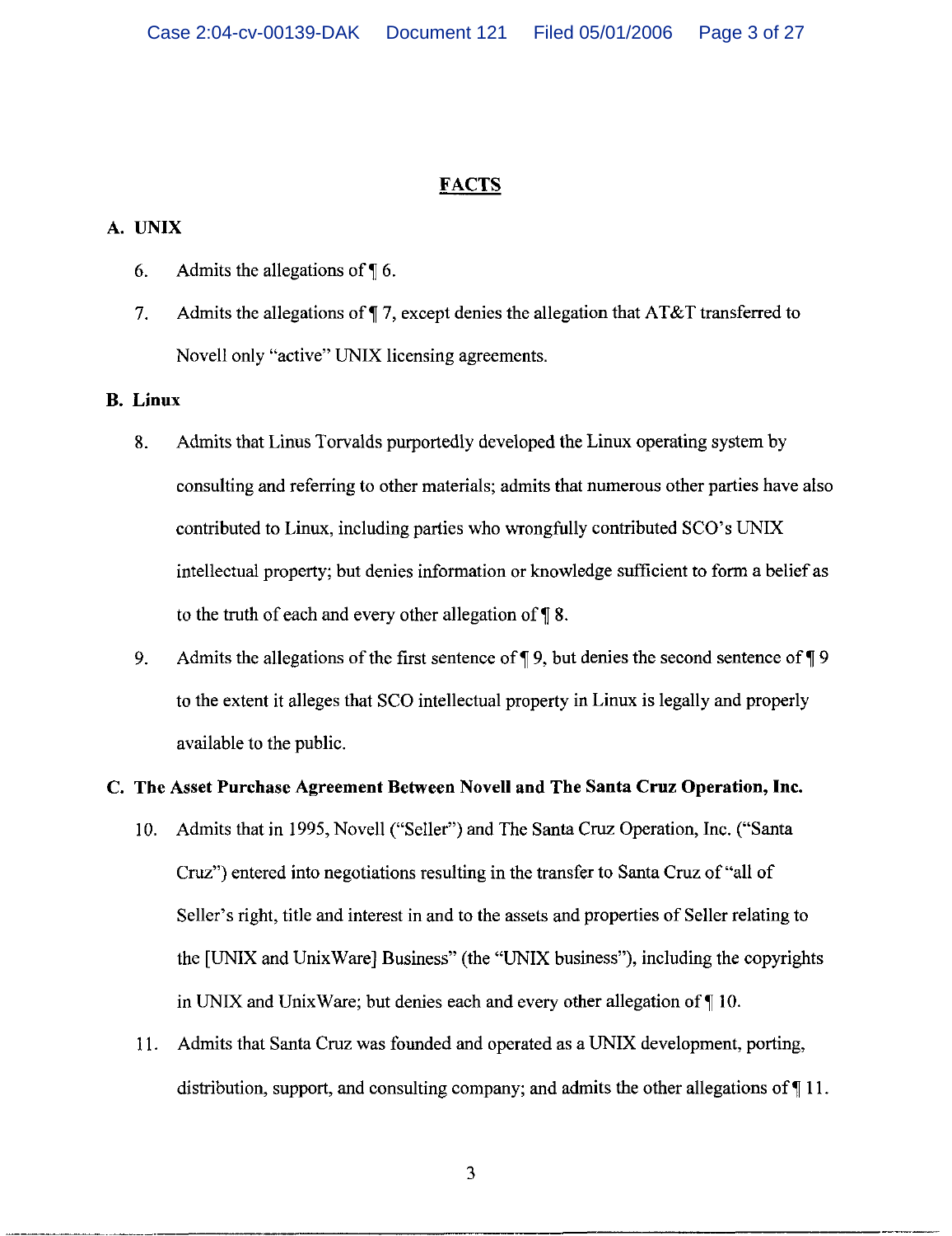## FACTS

### A. UNIX

6. Admits the allegations of ¶ 6.

7. Admits the allegations of ¶ 7, except denies the allegation that AT&T transferred to Novell only "active" UNIX licensing agreements.

### B. Linux

8. Admits that Linus Torvalds purportedly developed the Linux operating system by consulting and referring to other materials; admits that numerous other parties have also contributed to Linux, including parties who wrongfully contributed SCO's UNIX intellectual property; but denies information or knowledge sufficient to form a belief as to the truth of each and every other allegation of ¶ 8.

9. Admits the allegations of the first sentence of ¶ 9, but denies the second sentence of ¶ 9 to the extent it alleges that SCO intellectual property in Linux is legally and properly available to the public.

### C. The Asset Purchase Agreement Between Novell and The Santa Cruz Operation, Inc.

10. Admits that in 1995, Novell ("Seller") and The Santa Cruz Operation, Inc. ("Santa Cruz") entered into negotiations resulting in the transfer to Santa Cruz of "all of Seller's right, title and interest in and to the assets and properties of Seller relating to the [UNIX and UnixWare] Business" (the "UNIX business"), including the copyrights in UNIX and UnixWare; but denies each and every other allegation of ¶ 10.

11. Admits that Santa Cruz was founded and operated as a UNIX development, porting, distribution, support, and consulting company; and admits the other allegations of ¶ 11.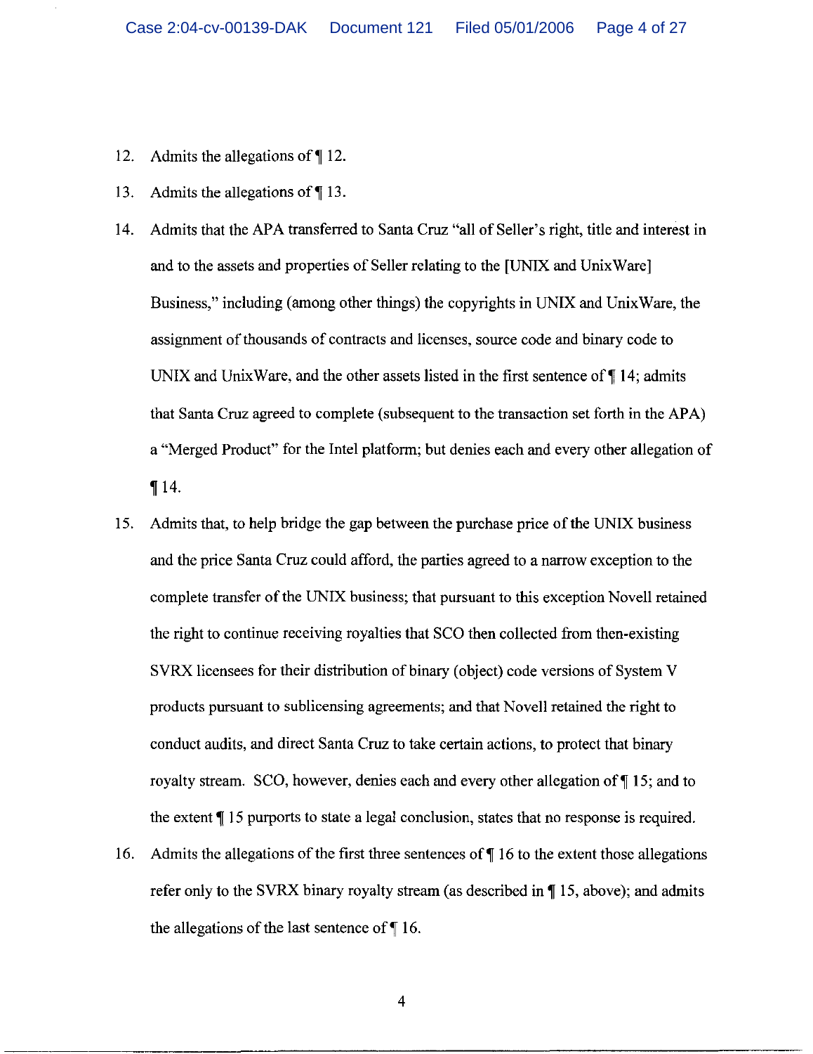12. Admits the allegations of ¶ 12.

13. Admits the allegations of ¶ 13.

14. Admits that the APA transferred to Santa Cruz "all of Seller's right, title and interest in and to the assets and properties of Seller relating to the [UNIX and UnixWare] Business," including (among other things) the copyrights in UNIX and UnixWare, the assignment of thousands of contracts and licenses, source code and binary code to UNIX and UnixWare, and the other assets listed in the first sentence of ¶ 14; admits that Santa Cruz agreed to complete (subsequent to the transaction set forth in the APA) a "Merged Product" for the Intel platform; but denies each and every other allegation of ¶ 14.

15. Admits that, to help bridge the gap between the purchase price of the UNIX business and the price Santa Cruz could afford, the parties agreed to a narrow exception to the complete transfer of the UNIX business; that pursuant to this exception Novell retained the right to continue receiving royalties that SCO then collected from then-existing SVRX licensees for their distribution of binary (object) code versions of System V products pursuant to sublicensing agreements; and that Novell retained the right to conduct audits, and direct Santa Cruz to take certain actions, to protect that binary royalty stream. SCO, however, denies each and every other allegation of ¶ 15; and to the extent ¶ 15 purports to state a legal conclusion, states that no response is required.

16. Admits the allegations of the first three sentences of ¶ 16 to the extent those allegations refer only to the SVRX binary royalty stream (as described in ¶ 15, above); and admits the allegations of the last sentence of ¶ 16.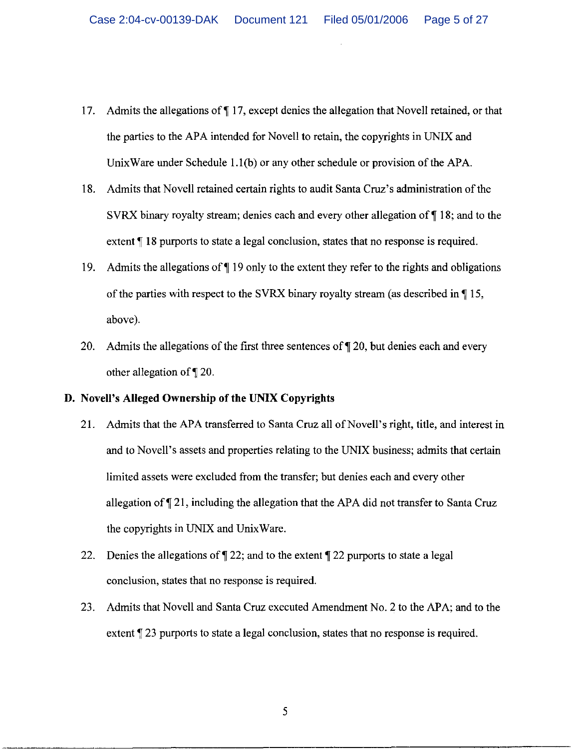17. Admits the allegations of ¶ 17, except denies the allegation that Novell retained, or that the parties to the APA intended for Novell to retain, the copyrights in UNIX and UnixWare under Schedule 1.1(b) or any other schedule or provision of the APA.

18. Admits that Novell retained certain rights to audit Santa Cruz's administration of the SVRX binary royalty stream; denies each and every other allegation of ¶ 18; and to the extent ¶ 18 purports to state a legal conclusion, states that no response is required.

19. Admits the allegations of ¶ 19 only to the extent they refer to the rights and obligations of the parties with respect to the SVRX binary royalty stream (as described in ¶ 15, above).

20. Admits the allegations of the first three sentences of ¶ 20, but denies each and every other allegation of ¶ 20.

## D. Novell's Alleged Ownership of the UNIX Copyrights

21. Admits that the APA transferred to Santa Cruz all of Novell's right, title, and interest in and to Novell's assets and properties relating to the UNIX business; admits that certain limited assets were excluded from the transfer; but denies each and every other allegation of ¶ 21, including the allegation that the APA did not transfer to Santa Cruz the copyrights in UNIX and UnixWare.

22. Denies the allegations of ¶ 22; and to the extent ¶ 22 purports to state a legal conclusion, states that no response is required.

23. Admits that Novell and Santa Cruz executed Amendment No. 2 to the APA; and to the extent ¶ 23 purports to state a legal conclusion, states that no response is required.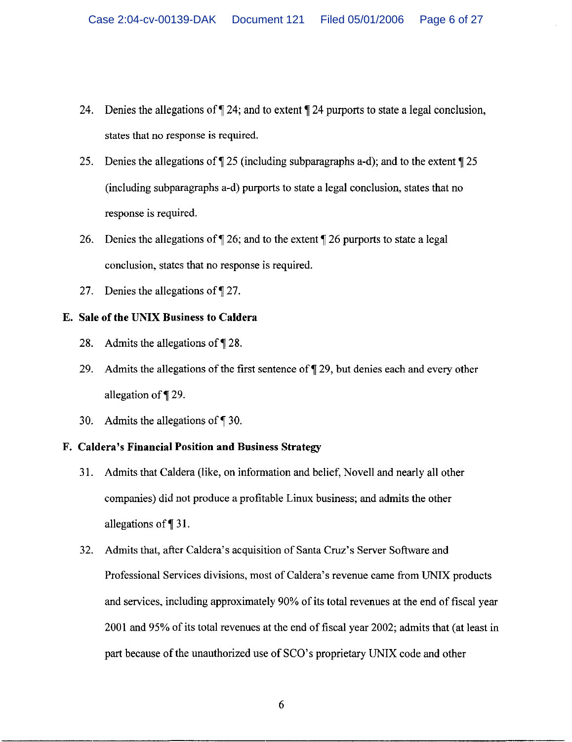24. Denies the allegations of ¶ 24; and to extent ¶ 24 purports to state a legal conclusion, states that no response is required.

25. Denies the allegations of ¶ 25 (including subparagraphs a-d); and to the extent ¶ 25 (including subparagraphs a-d) purports to state a legal conclusion, states that no response is required.

26. Denies the allegations of ¶ 26; and to the extent ¶ 26 purports to state a legal conclusion, states that no response is required.

27. Denies the allegations of ¶ 27.

### E. Sale of the UNIX Business to Caldera

28. Admits the allegations of ¶ 28.

29. Admits the allegations of the first sentence of ¶ 29, but denies each and every other allegation of ¶ 29.

30. Admits the allegations of ¶ 30.

### F. Caldera's Financial Position and Business Strategy

31. Admits that Caldera (like, on information and belief, Novell and nearly all other companies) did not produce a profitable Linux business; and admits the other allegations of ¶ 31.

32. Admits that, after Caldera's acquisition of Santa Cruz's Server Software and Professional Services divisions, most of Caldera's revenue came from UNIX products and services, including approximately 90% of its total revenues at the end of fiscal year 2001 and 95% of its total revenues at the end of fiscal year 2002; admits that (at least in part because of the unauthorized use of SCO's proprietary UNIX code and other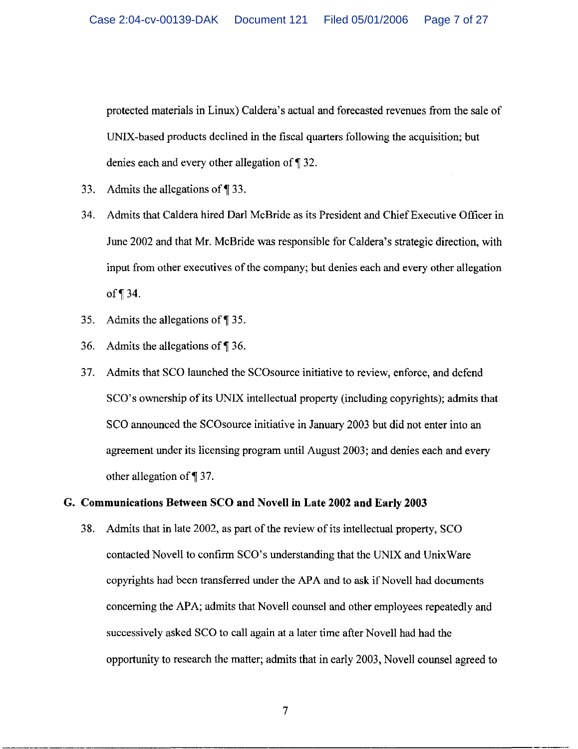protected materials in Linux) Caldera's actual and forecasted revenues from the sale of UNIX-based products declined in the fiscal quarters following the acquisition; but denies each and every other allegation of ¶ 32.

33. Admits the allegations of ¶ 33.

34. Admits that Caldera hired Darl McBride as its President and Chief Executive Officer in June 2002 and that Mr. McBride was responsible for Caldera's strategic direction, with input from other executives of the company; but denies each and every other allegation of ¶ 34.

35. Admits the allegations of ¶ 35.

36. Admits the allegations of ¶ 36.

37. Admits that SCO launched the SCOsource initiative to review, enforce, and defend SCO's ownership of its UNIX intellectual property (including copyrights); admits that SCO announced the SCOsource initiative in January 2003 but did not enter into an agreement under its licensing program until August 2003; and denies each and every other allegation of ¶ 37.

## G. Communications Between SCO and Novell in Late 2002 and Early 2003

38. Admits that in late 2002, as part of the review of its intellectual property, SCO contacted Novell to confirm SCO's understanding that the UNIX and UnixWare copyrights had been transferred under the APA and to ask if Novell had documents concerning the APA; admits that Novell counsel and other employees repeatedly and successively asked SCO to call again at a later time after Novell had had the opportunity to research the matter; admits that in early 2003, Novell counsel agreed to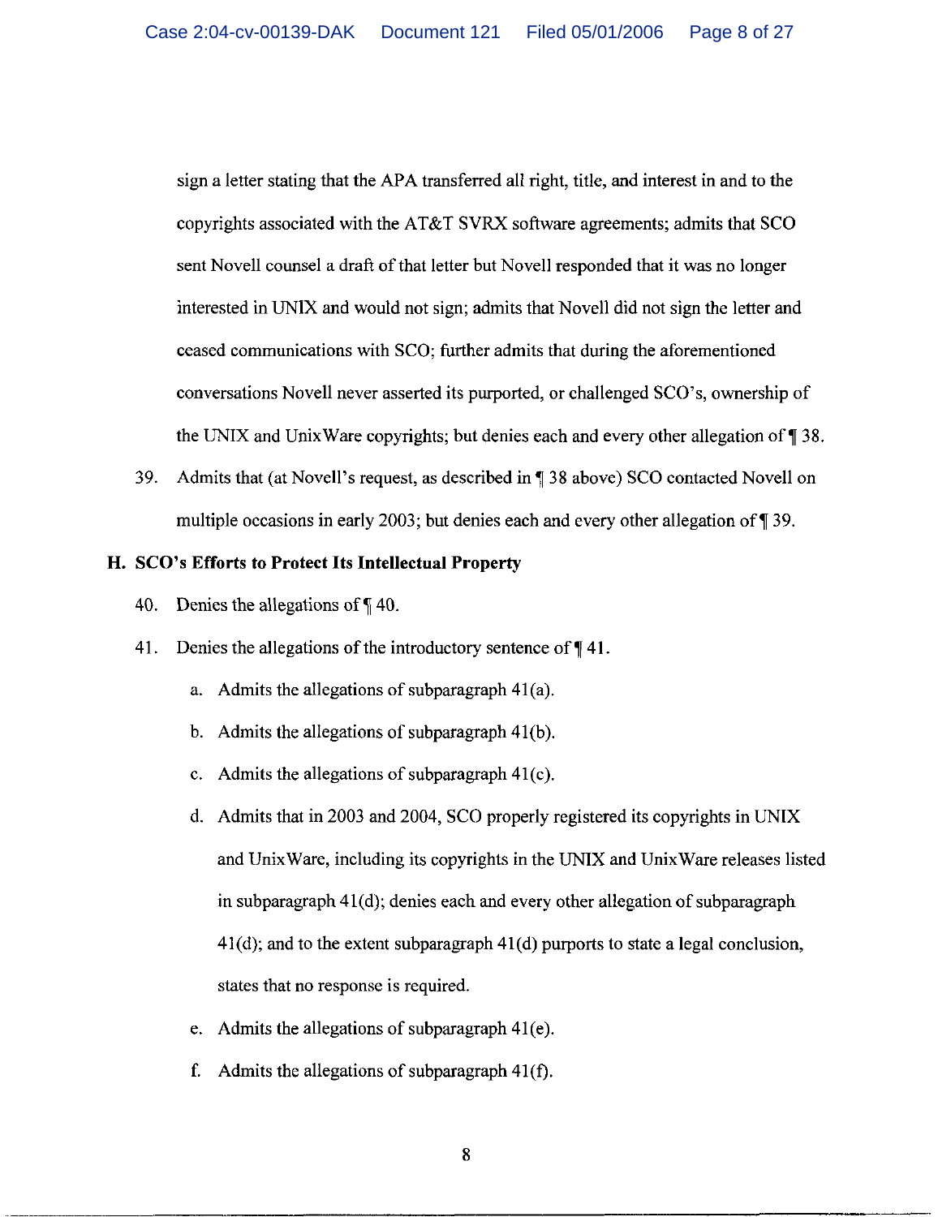sign a letter stating that the APA transferred all right, title, and interest in and to the copyrights associated with the AT&T SVRX software agreements; admits that SCO sent Novell counsel a draft of that letter but Novell responded that it was no longer interested in UNIX and would not sign; admits that Novell did not sign the letter and ceased communications with SCO; further admits that during the aforementioned conversations Novell never asserted its purported, or challenged SCO's, ownership of the UNIX and UnixWare copyrights; but denies each and every other allegation of ¶ 38.

39. Admits that (at Novell's request, as described in ¶ 38 above) SCO contacted Novell on multiple occasions in early 2003; but denies each and every other allegation of ¶ 39.

### H. SCO's Efforts to Protect Its Intellectual Property

40. Denies the allegations of ¶ 40.

41. Denies the allegations of the introductory sentence of ¶ 41.

    a. Admits the allegations of subparagraph 41(a).

    b. Admits the allegations of subparagraph 41(b).

    c. Admits the allegations of subparagraph 41(c).

    d. Admits that in 2003 and 2004, SCO properly registered its copyrights in UNIX and UnixWare, including its copyrights in the UNIX and UnixWare releases listed in subparagraph 41(d); denies each and every other allegation of subparagraph 41(d); and to the extent subparagraph 41(d) purports to state a legal conclusion, states that no response is required.

    e. Admits the allegations of subparagraph 41(e).

    f. Admits the allegations of subparagraph 41(f).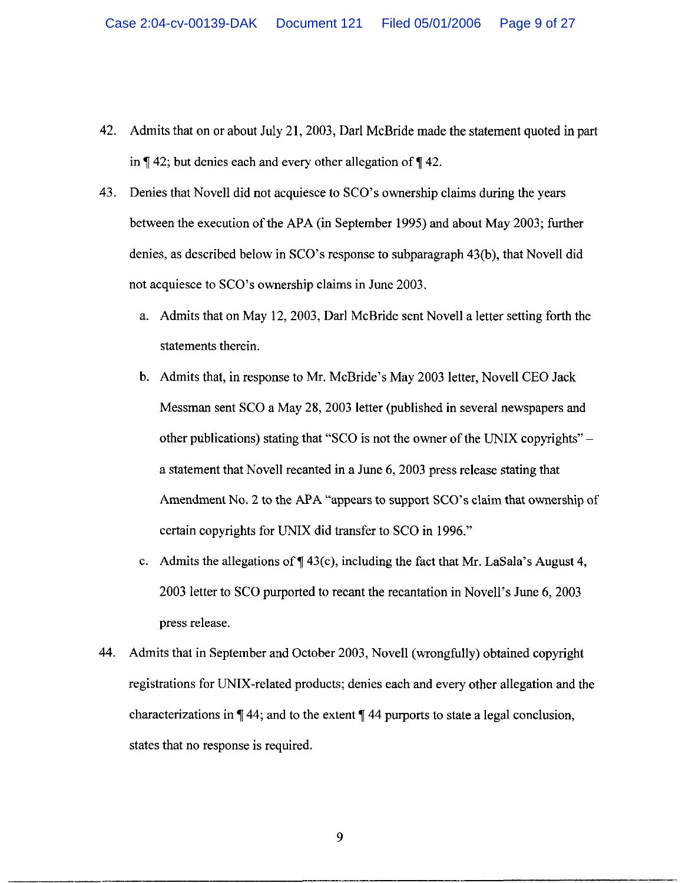42. Admits that on or about July 21, 2003, Darl McBride made the statement quoted in part in ¶ 42; but denies each and every other allegation of ¶ 42.

43. Denies that Novell did not acquiesce to SCO's ownership claims during the years between the execution of the APA (in September 1995) and about May 2003; further denies, as described below in SCO's response to subparagraph 43(b), that Novell did not acquiesce to SCO's ownership claims in June 2003.

    a. Admits that on May 12, 2003, Darl McBride sent Novell a letter setting forth the statements therein.

    b. Admits that, in response to Mr. McBride's May 2003 letter, Novell CEO Jack Messman sent SCO a May 28, 2003 letter (published in several newspapers and other publications) stating that "SCO is not the owner of the UNIX copyrights" – a statement that Novell recanted in a June 6, 2003 press release stating that Amendment No. 2 to the APA "appears to support SCO's claim that ownership of certain copyrights for UNIX did transfer to SCO in 1996."

    c. Admits the allegations of ¶ 43(c), including the fact that Mr. LaSala's August 4, 2003 letter to SCO purported to recant the recantation in Novell's June 6, 2003 press release.

44. Admits that in September and October 2003, Novell (wrongfully) obtained copyright registrations for UNIX-related products; denies each and every other allegation and the characterizations in ¶ 44; and to the extent ¶ 44 purports to state a legal conclusion, states that no response is required.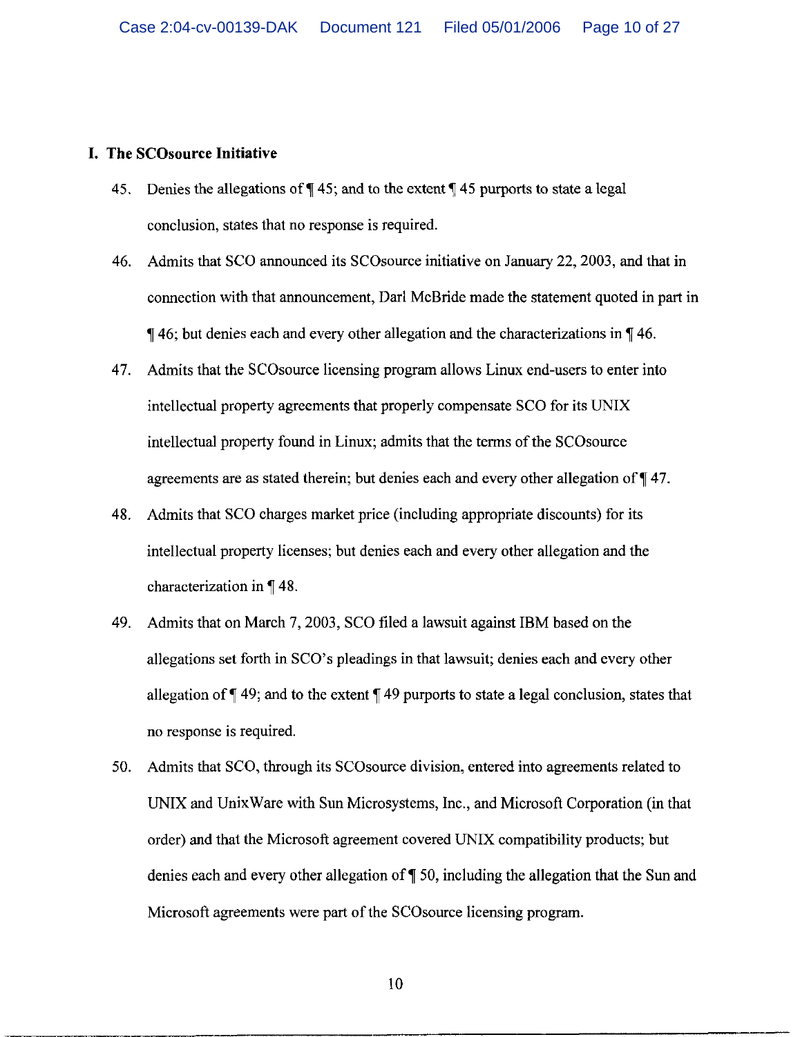## I. The SCOsource Initiative

45. Denies the allegations of ¶ 45; and to the extent ¶ 45 purports to state a legal conclusion, states that no response is required.

46. Admits that SCO announced its SCOsource initiative on January 22, 2003, and that in connection with that announcement, Darl McBride made the statement quoted in part in ¶ 46; but denies each and every other allegation and the characterizations in ¶ 46.

47. Admits that the SCOsource licensing program allows Linux end-users to enter into intellectual property agreements that properly compensate SCO for its UNIX intellectual property found in Linux; admits that the terms of the SCOsource agreements are as stated therein; but denies each and every other allegation of ¶ 47.

48. Admits that SCO charges market price (including appropriate discounts) for its intellectual property licenses; but denies each and every other allegation and the characterization in ¶ 48.

49. Admits that on March 7, 2003, SCO filed a lawsuit against IBM based on the allegations set forth in SCO's pleadings in that lawsuit; denies each and every other allegation of ¶ 49; and to the extent ¶ 49 purports to state a legal conclusion, states that no response is required.

50. Admits that SCO, through its SCOsource division, entered into agreements related to UNIX and UnixWare with Sun Microsystems, Inc., and Microsoft Corporation (in that order) and that the Microsoft agreement covered UNIX compatibility products; but denies each and every other allegation of ¶ 50, including the allegation that the Sun and Microsoft agreements were part of the SCOsource licensing program.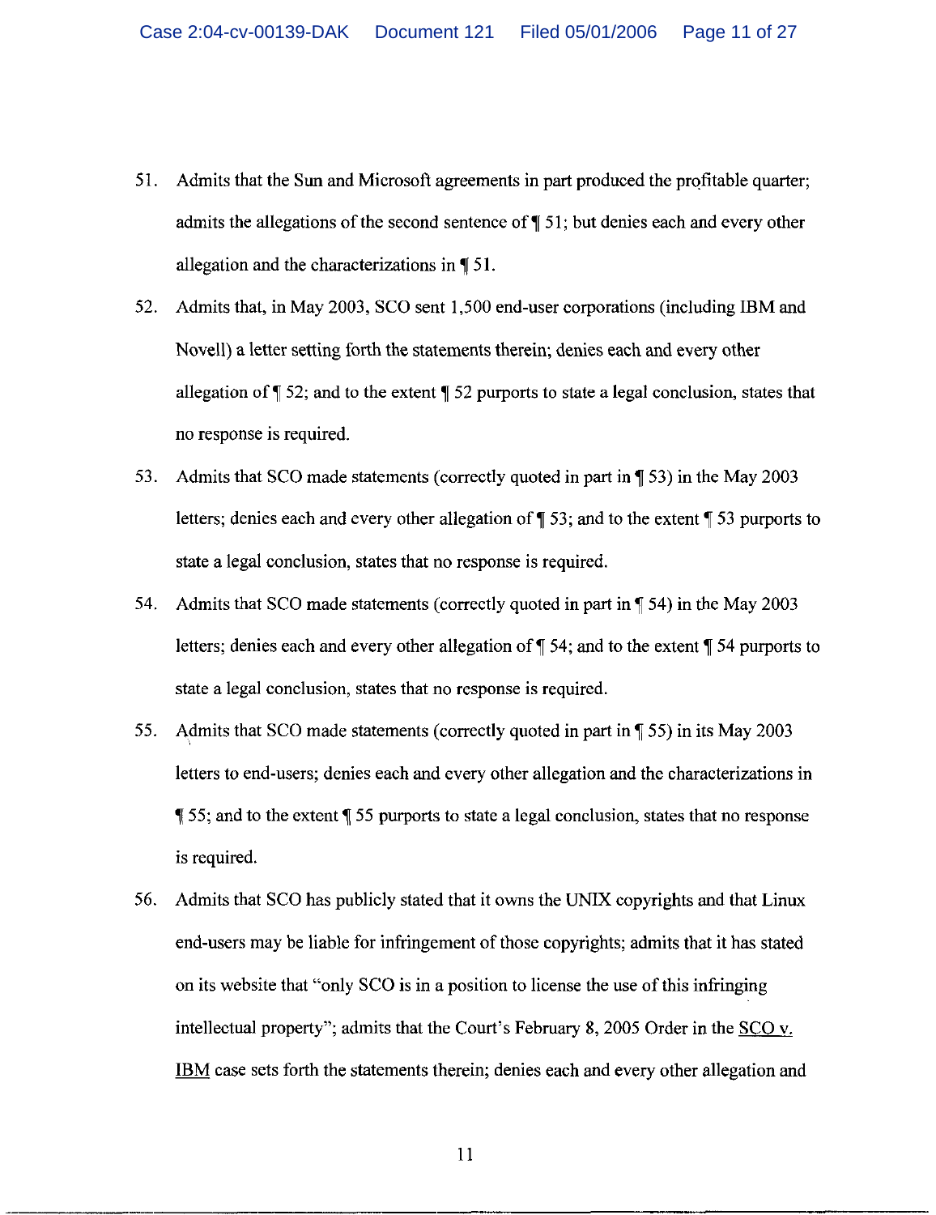51. Admits that the Sun and Microsoft agreements in part produced the profitable quarter; admits the allegations of the second sentence of ¶ 51; but denies each and every other allegation and the characterizations in ¶ 51.

52. Admits that, in May 2003, SCO sent 1,500 end-user corporations (including IBM and Novell) a letter setting forth the statements therein; denies each and every other allegation of ¶ 52; and to the extent ¶ 52 purports to state a legal conclusion, states that no response is required.

53. Admits that SCO made statements (correctly quoted in part in ¶ 53) in the May 2003 letters; denies each and every other allegation of ¶ 53; and to the extent ¶ 53 purports to state a legal conclusion, states that no response is required.

54. Admits that SCO made statements (correctly quoted in part in ¶ 54) in the May 2003 letters; denies each and every other allegation of ¶ 54; and to the extent ¶ 54 purports to state a legal conclusion, states that no response is required.

55. Admits that SCO made statements (correctly quoted in part in ¶ 55) in its May 2003 letters to end-users; denies each and every other allegation and the characterizations in ¶ 55; and to the extent ¶ 55 purports to state a legal conclusion, states that no response is required.

56. Admits that SCO has publicly stated that it owns the UNIX copyrights and that Linux end-users may be liable for infringement of those copyrights; admits that it has stated on its website that "only SCO is in a position to license the use of this infringing intellectual property"; admits that the Court's February 8, 2005 Order in the <u>SCO v. IBM</u> case sets forth the statements therein; denies each and every other allegation and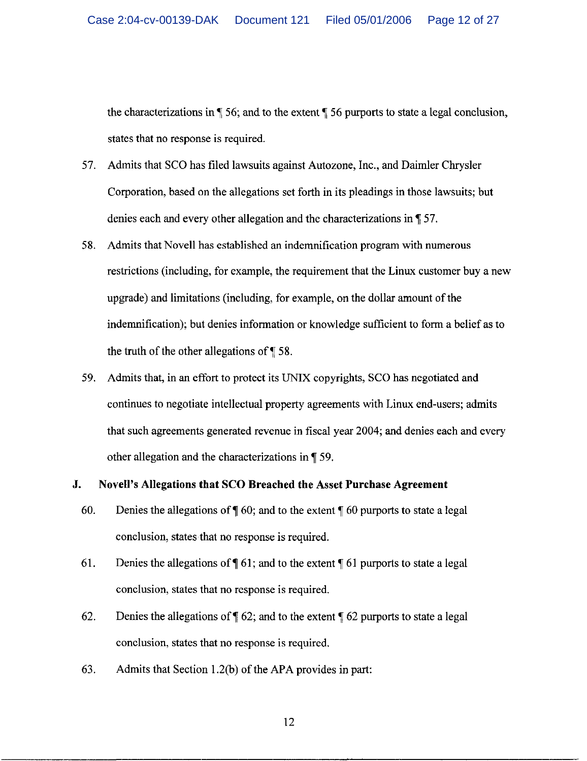the characterizations in ¶ 56; and to the extent ¶ 56 purports to state a legal conclusion, states that no response is required.

57. Admits that SCO has filed lawsuits against Autozone, Inc., and Daimler Chrysler Corporation, based on the allegations set forth in its pleadings in those lawsuits; but denies each and every other allegation and the characterizations in ¶ 57.

58. Admits that Novell has established an indemnification program with numerous restrictions (including, for example, the requirement that the Linux customer buy a new upgrade) and limitations (including, for example, on the dollar amount of the indemnification); but denies information or knowledge sufficient to form a belief as to the truth of the other allegations of ¶ 58.

59. Admits that, in an effort to protect its UNIX copyrights, SCO has negotiated and continues to negotiate intellectual property agreements with Linux end-users; admits that such agreements generated revenue in fiscal year 2004; and denies each and every other allegation and the characterizations in ¶ 59.

## J. Novell's Allegations that SCO Breached the Asset Purchase Agreement

60. Denies the allegations of ¶ 60; and to the extent ¶ 60 purports to state a legal conclusion, states that no response is required.

61. Denies the allegations of ¶ 61; and to the extent ¶ 61 purports to state a legal conclusion, states that no response is required.

62. Denies the allegations of ¶ 62; and to the extent ¶ 62 purports to state a legal conclusion, states that no response is required.

63. Admits that Section 1.2(b) of the APA provides in part: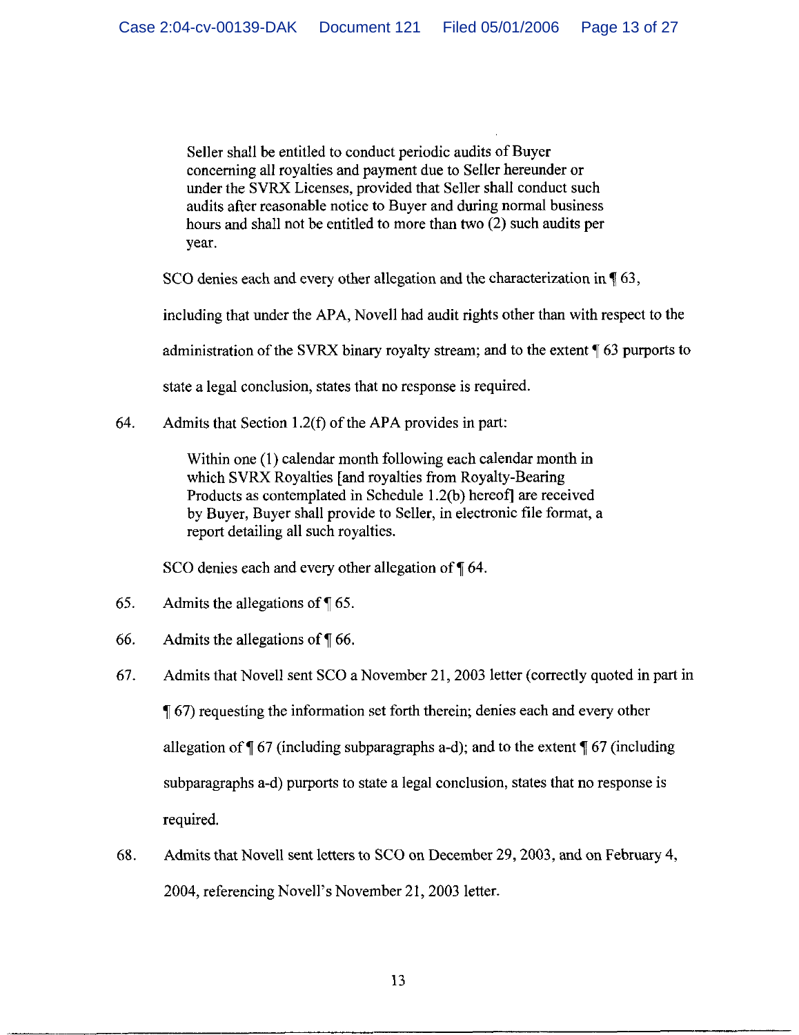> Seller shall be entitled to conduct periodic audits of Buyer concerning all royalties and payment due to Seller hereunder or under the SVRX Licenses, provided that Seller shall conduct such audits after reasonable notice to Buyer and during normal business hours and shall not be entitled to more than two (2) such audits per year.

SCO denies each and every other allegation and the characterization in ¶ 63, including that under the APA, Novell had audit rights other than with respect to the administration of the SVRX binary royalty stream; and to the extent ¶ 63 purports to state a legal conclusion, states that no response is required.

64. Admits that Section 1.2(f) of the APA provides in part:

> Within one (1) calendar month following each calendar month in which SVRX Royalties [and royalties from Royalty-Bearing Products as contemplated in Schedule 1.2(b) hereof] are received by Buyer, Buyer shall provide to Seller, in electronic file format, a report detailing all such royalties.

SCO denies each and every other allegation of ¶ 64.

65. Admits the allegations of ¶ 65.

66. Admits the allegations of ¶ 66.

67. Admits that Novell sent SCO a November 21, 2003 letter (correctly quoted in part in ¶ 67) requesting the information set forth therein; denies each and every other allegation of ¶ 67 (including subparagraphs a-d); and to the extent ¶ 67 (including subparagraphs a-d) purports to state a legal conclusion, states that no response is required.

68. Admits that Novell sent letters to SCO on December 29, 2003, and on February 4, 2004, referencing Novell's November 21, 2003 letter.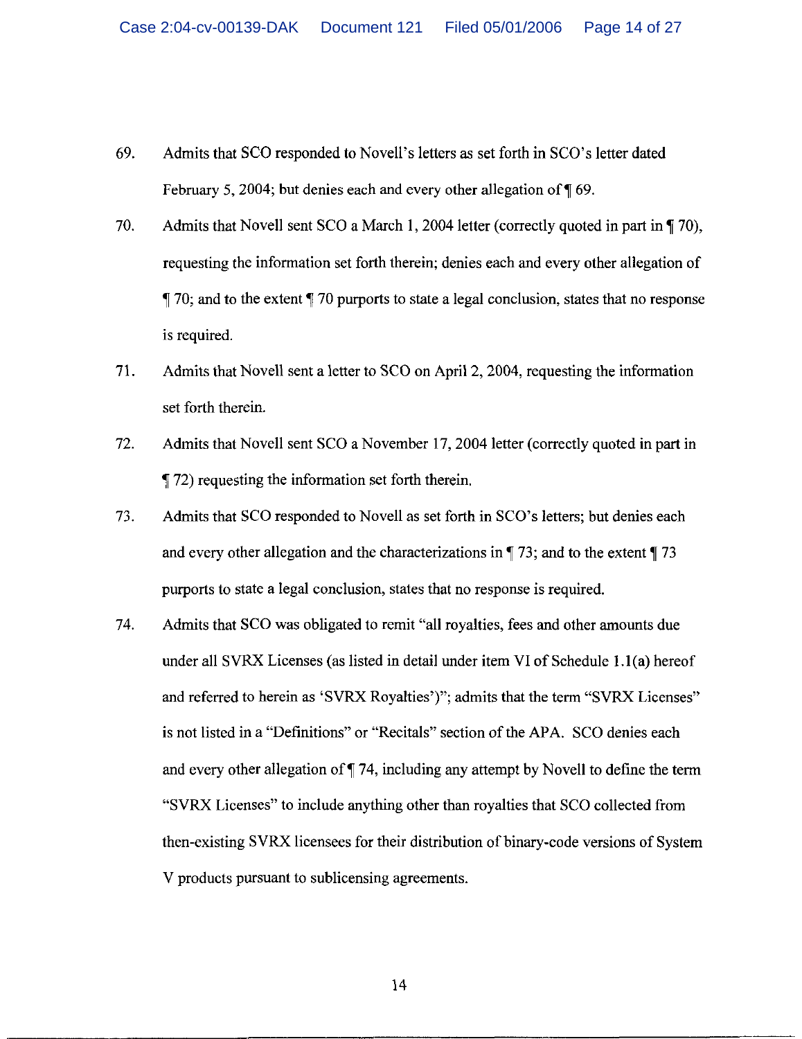69. Admits that SCO responded to Novell's letters as set forth in SCO's letter dated February 5, 2004; but denies each and every other allegation of ¶ 69.

70. Admits that Novell sent SCO a March 1, 2004 letter (correctly quoted in part in ¶ 70), requesting the information set forth therein; denies each and every other allegation of ¶ 70; and to the extent ¶ 70 purports to state a legal conclusion, states that no response is required.

71. Admits that Novell sent a letter to SCO on April 2, 2004, requesting the information set forth therein.

72. Admits that Novell sent SCO a November 17, 2004 letter (correctly quoted in part in ¶ 72) requesting the information set forth therein.

73. Admits that SCO responded to Novell as set forth in SCO's letters; but denies each and every other allegation and the characterizations in ¶ 73; and to the extent ¶ 73 purports to state a legal conclusion, states that no response is required.

74. Admits that SCO was obligated to remit "all royalties, fees and other amounts due under all SVRX Licenses (as listed in detail under item VI of Schedule 1.1(a) hereof and referred to herein as 'SVRX Royalties')"; admits that the term "SVRX Licenses" is not listed in a "Definitions" or "Recitals" section of the APA. SCO denies each and every other allegation of ¶ 74, including any attempt by Novell to define the term "SVRX Licenses" to include anything other than royalties that SCO collected from then-existing SVRX licensees for their distribution of binary-code versions of System V products pursuant to sublicensing agreements.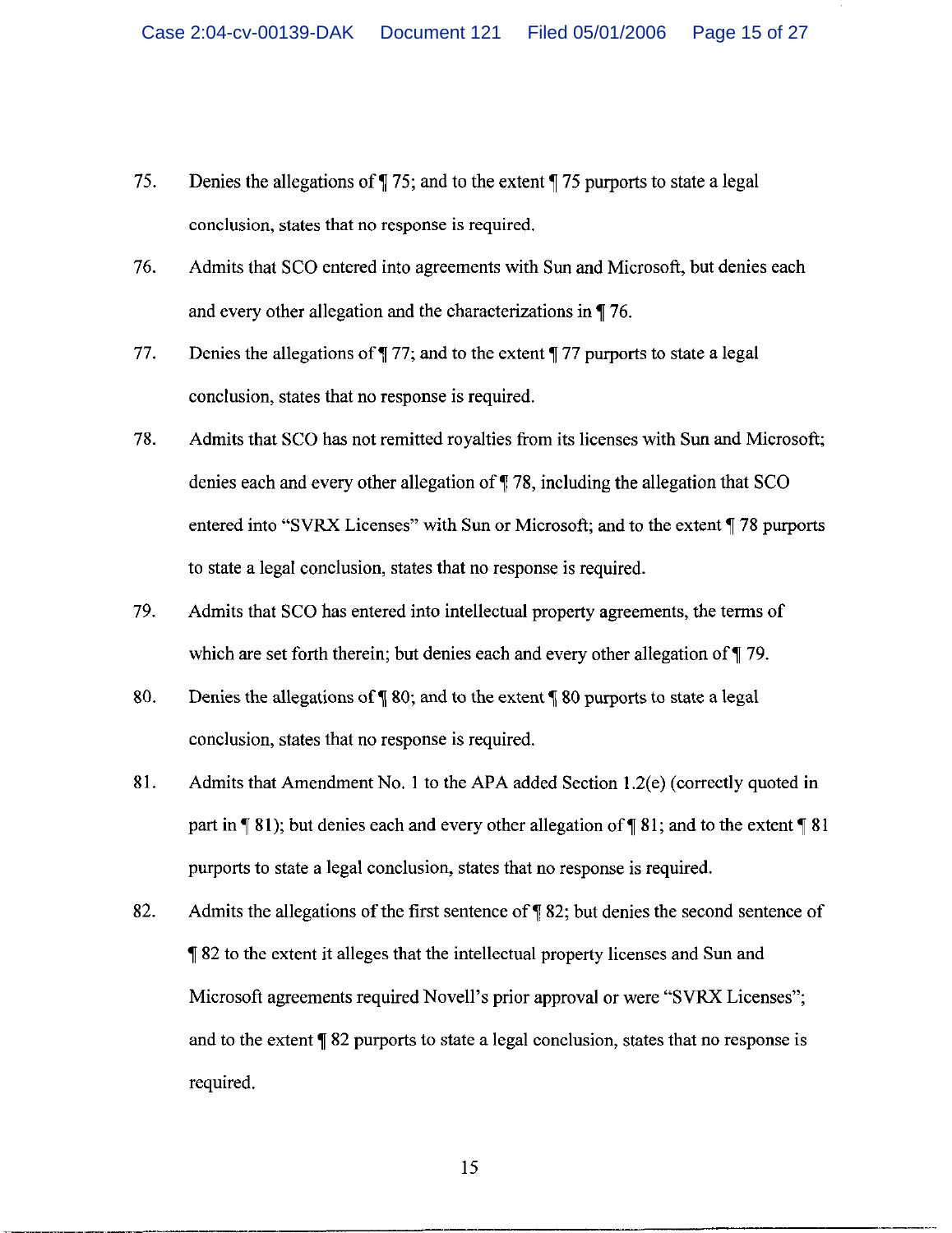75. Denies the allegations of ¶ 75; and to the extent ¶ 75 purports to state a legal conclusion, states that no response is required.

76. Admits that SCO entered into agreements with Sun and Microsoft, but denies each and every other allegation and the characterizations in ¶ 76.

77. Denies the allegations of ¶ 77; and to the extent ¶ 77 purports to state a legal conclusion, states that no response is required.

78. Admits that SCO has not remitted royalties from its licenses with Sun and Microsoft; denies each and every other allegation of ¶ 78, including the allegation that SCO entered into "SVRX Licenses" with Sun or Microsoft; and to the extent ¶ 78 purports to state a legal conclusion, states that no response is required.

79. Admits that SCO has entered into intellectual property agreements, the terms of which are set forth therein; but denies each and every other allegation of ¶ 79.

80. Denies the allegations of ¶ 80; and to the extent ¶ 80 purports to state a legal conclusion, states that no response is required.

81. Admits that Amendment No. 1 to the APA added Section 1.2(e) (correctly quoted in part in ¶ 81); but denies each and every other allegation of ¶ 81; and to the extent ¶ 81 purports to state a legal conclusion, states that no response is required.

82. Admits the allegations of the first sentence of ¶ 82; but denies the second sentence of ¶ 82 to the extent it alleges that the intellectual property licenses and Sun and Microsoft agreements required Novell's prior approval or were "SVRX Licenses"; and to the extent ¶ 82 purports to state a legal conclusion, states that no response is required.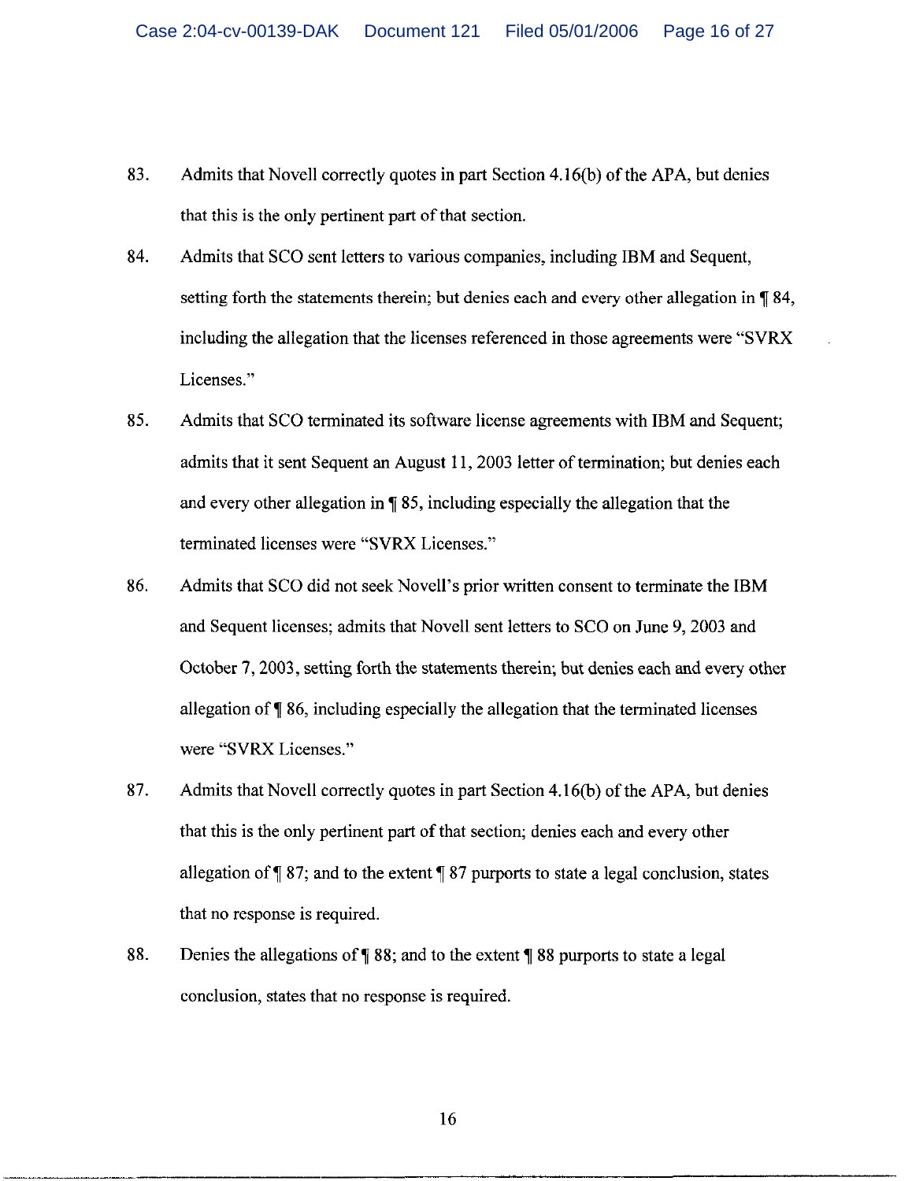83. Admits that Novell correctly quotes in part Section 4.16(b) of the APA, but denies that this is the only pertinent part of that section.

84. Admits that SCO sent letters to various companies, including IBM and Sequent, setting forth the statements therein; but denies each and every other allegation in ¶ 84, including the allegation that the licenses referenced in those agreements were "SVRX Licenses."

85. Admits that SCO terminated its software license agreements with IBM and Sequent; admits that it sent Sequent an August 11, 2003 letter of termination; but denies each and every other allegation in ¶ 85, including especially the allegation that the terminated licenses were "SVRX Licenses."

86. Admits that SCO did not seek Novell's prior written consent to terminate the IBM and Sequent licenses; admits that Novell sent letters to SCO on June 9, 2003 and October 7, 2003, setting forth the statements therein; but denies each and every other allegation of ¶ 86, including especially the allegation that the terminated licenses were "SVRX Licenses."

87. Admits that Novell correctly quotes in part Section 4.16(b) of the APA, but denies that this is the only pertinent part of that section; denies each and every other allegation of ¶ 87; and to the extent ¶ 87 purports to state a legal conclusion, states that no response is required.

88. Denies the allegations of ¶ 88; and to the extent ¶ 88 purports to state a legal conclusion, states that no response is required.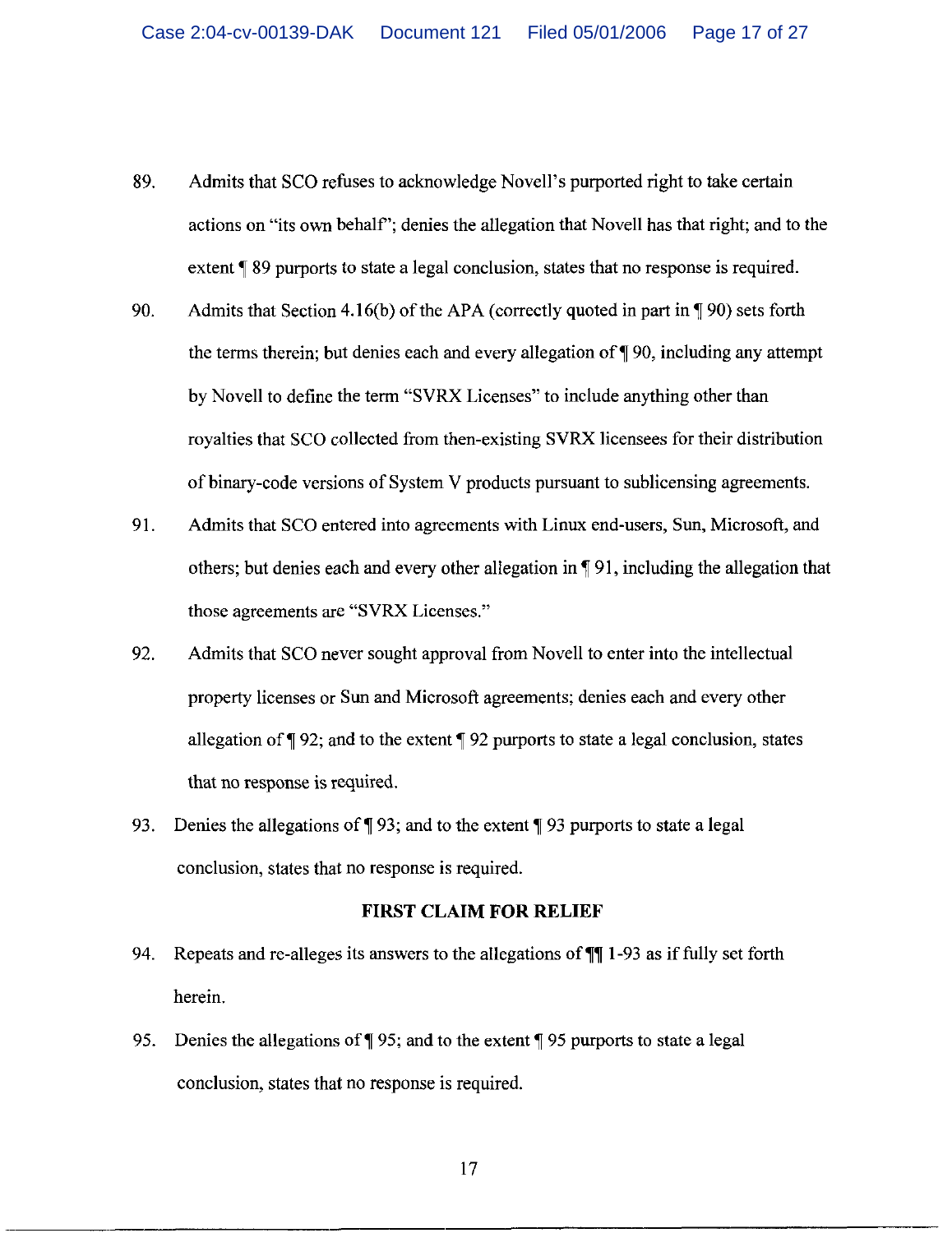89. Admits that SCO refuses to acknowledge Novell's purported right to take certain actions on "its own behalf"; denies the allegation that Novell has that right; and to the extent ¶ 89 purports to state a legal conclusion, states that no response is required.

90. Admits that Section 4.16(b) of the APA (correctly quoted in part in ¶ 90) sets forth the terms therein; but denies each and every allegation of ¶ 90, including any attempt by Novell to define the term "SVRX Licenses" to include anything other than royalties that SCO collected from then-existing SVRX licensees for their distribution of binary-code versions of System V products pursuant to sublicensing agreements.

91. Admits that SCO entered into agreements with Linux end-users, Sun, Microsoft, and others; but denies each and every other allegation in ¶ 91, including the allegation that those agreements are "SVRX Licenses."

92. Admits that SCO never sought approval from Novell to enter into the intellectual property licenses or Sun and Microsoft agreements; denies each and every other allegation of ¶ 92; and to the extent ¶ 92 purports to state a legal conclusion, states that no response is required.

93. Denies the allegations of ¶ 93; and to the extent ¶ 93 purports to state a legal conclusion, states that no response is required.

**FIRST CLAIM FOR RELIEF**

94. Repeats and re-alleges its answers to the allegations of ¶¶ 1-93 as if fully set forth herein.

95. Denies the allegations of ¶ 95; and to the extent ¶ 95 purports to state a legal conclusion, states that no response is required.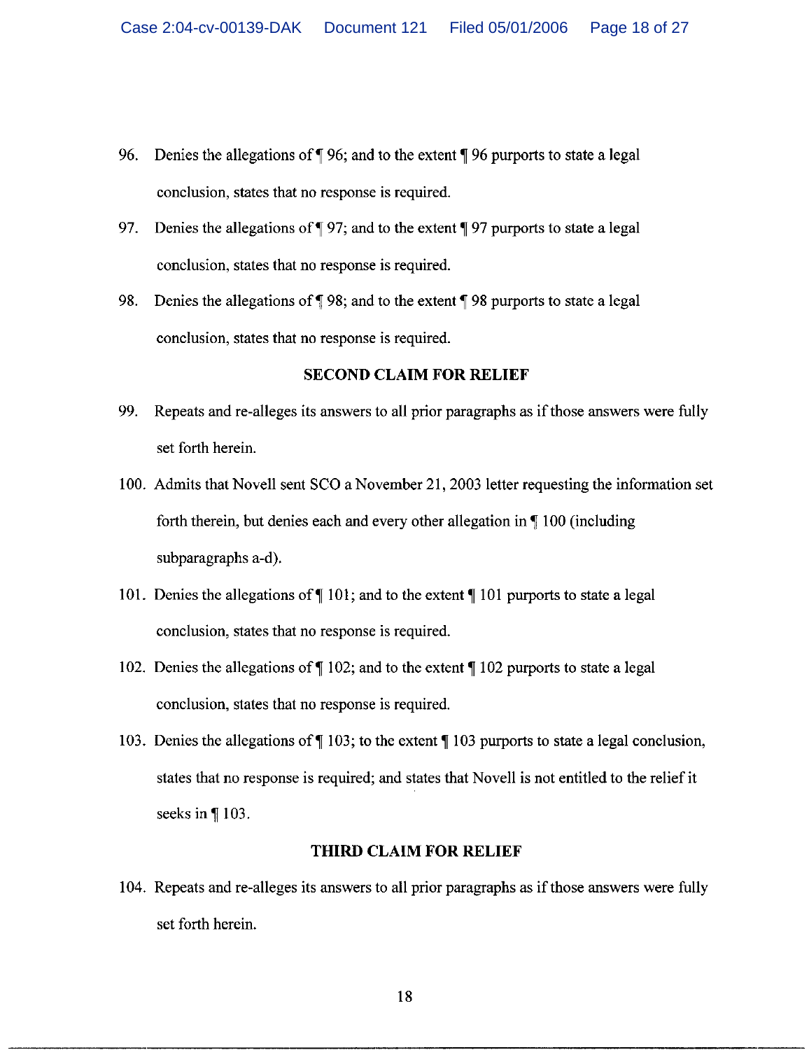96. Denies the allegations of ¶ 96; and to the extent ¶ 96 purports to state a legal conclusion, states that no response is required.

97. Denies the allegations of ¶ 97; and to the extent ¶ 97 purports to state a legal conclusion, states that no response is required.

98. Denies the allegations of ¶ 98; and to the extent ¶ 98 purports to state a legal conclusion, states that no response is required.

## SECOND CLAIM FOR RELIEF

99. Repeats and re-alleges its answers to all prior paragraphs as if those answers were fully set forth herein.

100. Admits that Novell sent SCO a November 21, 2003 letter requesting the information set forth therein, but denies each and every other allegation in ¶ 100 (including subparagraphs a-d).

101. Denies the allegations of ¶ 101; and to the extent ¶ 101 purports to state a legal conclusion, states that no response is required.

102. Denies the allegations of ¶ 102; and to the extent ¶ 102 purports to state a legal conclusion, states that no response is required.

103. Denies the allegations of ¶ 103; to the extent ¶ 103 purports to state a legal conclusion, states that no response is required; and states that Novell is not entitled to the relief it seeks in ¶ 103.

## THIRD CLAIM FOR RELIEF

104. Repeats and re-alleges its answers to all prior paragraphs as if those answers were fully set forth herein.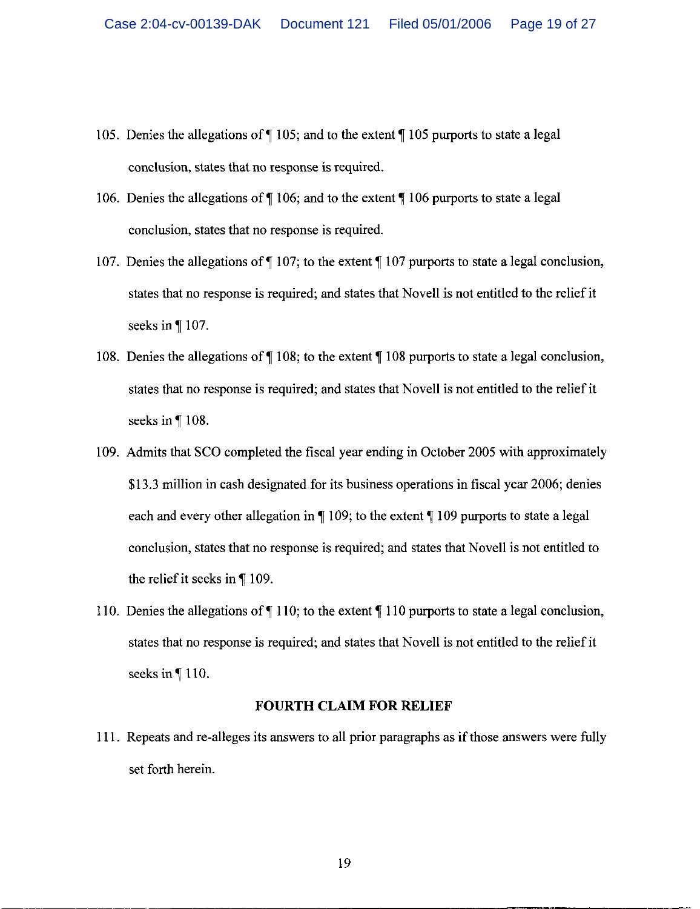105. Denies the allegations of ¶ 105; and to the extent ¶ 105 purports to state a legal conclusion, states that no response is required.

106. Denies the allegations of ¶ 106; and to the extent ¶ 106 purports to state a legal conclusion, states that no response is required.

107. Denies the allegations of ¶ 107; to the extent ¶ 107 purports to state a legal conclusion, states that no response is required; and states that Novell is not entitled to the relief it seeks in ¶ 107.

108. Denies the allegations of ¶ 108; to the extent ¶ 108 purports to state a legal conclusion, states that no response is required; and states that Novell is not entitled to the relief it seeks in ¶ 108.

109. Admits that SCO completed the fiscal year ending in October 2005 with approximately $13.3 million in cash designated for its business operations in fiscal year 2006; denies each and every other allegation in ¶ 109; to the extent ¶ 109 purports to state a legal conclusion, states that no response is required; and states that Novell is not entitled to the relief it seeks in ¶ 109.

110. Denies the allegations of ¶ 110; to the extent ¶ 110 purports to state a legal conclusion, states that no response is required; and states that Novell is not entitled to the relief it seeks in ¶ 110.

**FOURTH CLAIM FOR RELIEF**

111. Repeats and re-alleges its answers to all prior paragraphs as if those answers were fully set forth herein.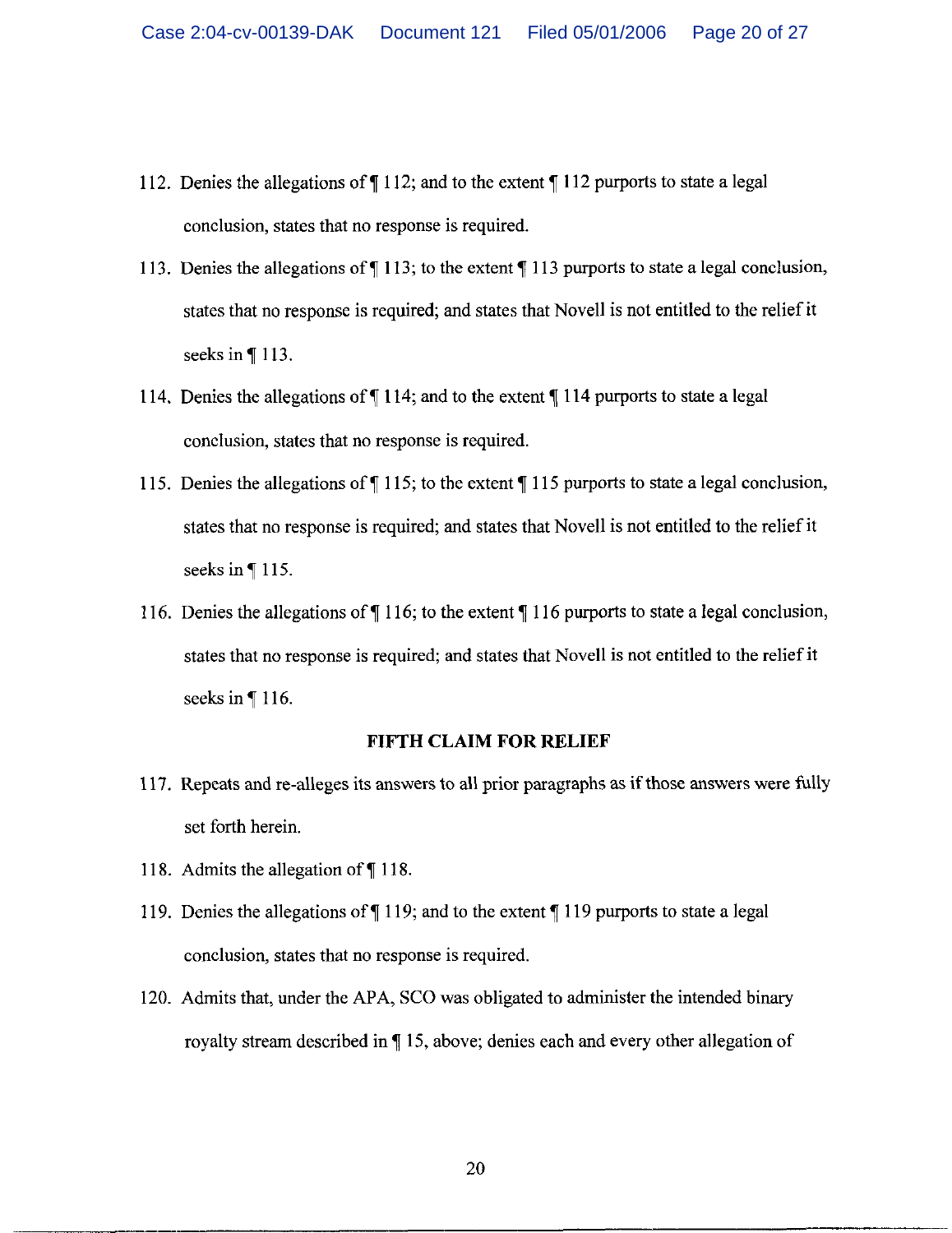112. Denies the allegations of ¶ 112; and to the extent ¶ 112 purports to state a legal conclusion, states that no response is required.

113. Denies the allegations of ¶ 113; to the extent ¶ 113 purports to state a legal conclusion, states that no response is required; and states that Novell is not entitled to the relief it seeks in ¶ 113.

114. Denies the allegations of ¶ 114; and to the extent ¶ 114 purports to state a legal conclusion, states that no response is required.

115. Denies the allegations of ¶ 115; to the extent ¶ 115 purports to state a legal conclusion, states that no response is required; and states that Novell is not entitled to the relief it seeks in ¶ 115.

116. Denies the allegations of ¶ 116; to the extent ¶ 116 purports to state a legal conclusion, states that no response is required; and states that Novell is not entitled to the relief it seeks in ¶ 116.

**FIFTH CLAIM FOR RELIEF**

117. Repeats and re-alleges its answers to all prior paragraphs as if those answers were fully set forth herein.

118. Admits the allegation of ¶ 118.

119. Denies the allegations of ¶ 119; and to the extent ¶ 119 purports to state a legal conclusion, states that no response is required.

120. Admits that, under the APA, SCO was obligated to administer the intended binary royalty stream described in ¶ 15, above; denies each and every other allegation of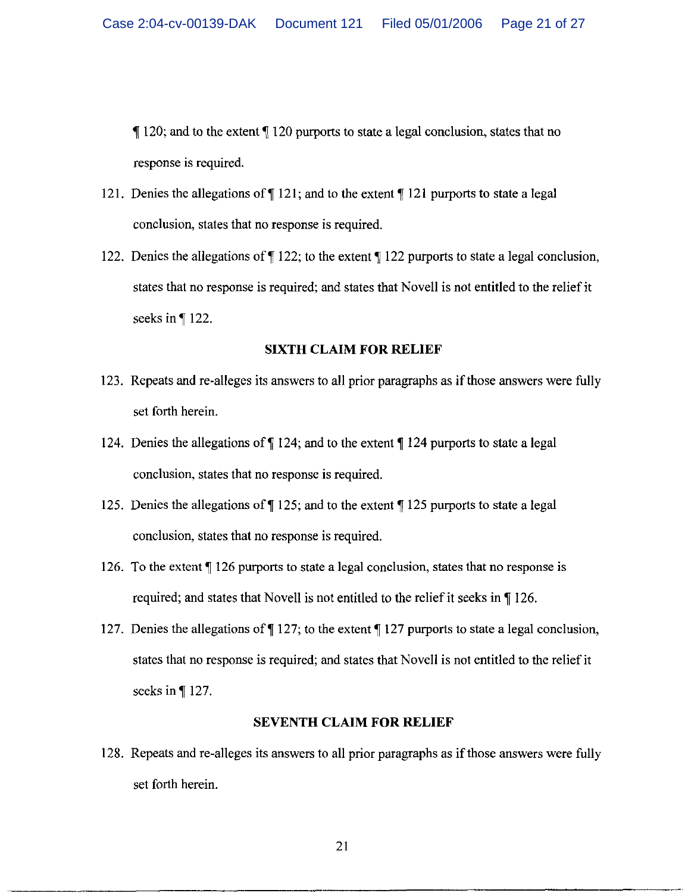¶ 120; and to the extent ¶ 120 purports to state a legal conclusion, states that no response is required.

121. Denies the allegations of ¶ 121; and to the extent ¶ 121 purports to state a legal conclusion, states that no response is required.

122. Denies the allegations of ¶ 122; to the extent ¶ 122 purports to state a legal conclusion, states that no response is required; and states that Novell is not entitled to the relief it seeks in ¶ 122.

**SIXTH CLAIM FOR RELIEF**

123. Repeats and re-alleges its answers to all prior paragraphs as if those answers were fully set forth herein.

124. Denies the allegations of ¶ 124; and to the extent ¶ 124 purports to state a legal conclusion, states that no response is required.

125. Denies the allegations of ¶ 125; and to the extent ¶ 125 purports to state a legal conclusion, states that no response is required.

126. To the extent ¶ 126 purports to state a legal conclusion, states that no response is required; and states that Novell is not entitled to the relief it seeks in ¶ 126.

127. Denies the allegations of ¶ 127; to the extent ¶ 127 purports to state a legal conclusion, states that no response is required; and states that Novell is not entitled to the relief it seeks in ¶ 127.

**SEVENTH CLAIM FOR RELIEF**

128. Repeats and re-alleges its answers to all prior paragraphs as if those answers were fully set forth herein.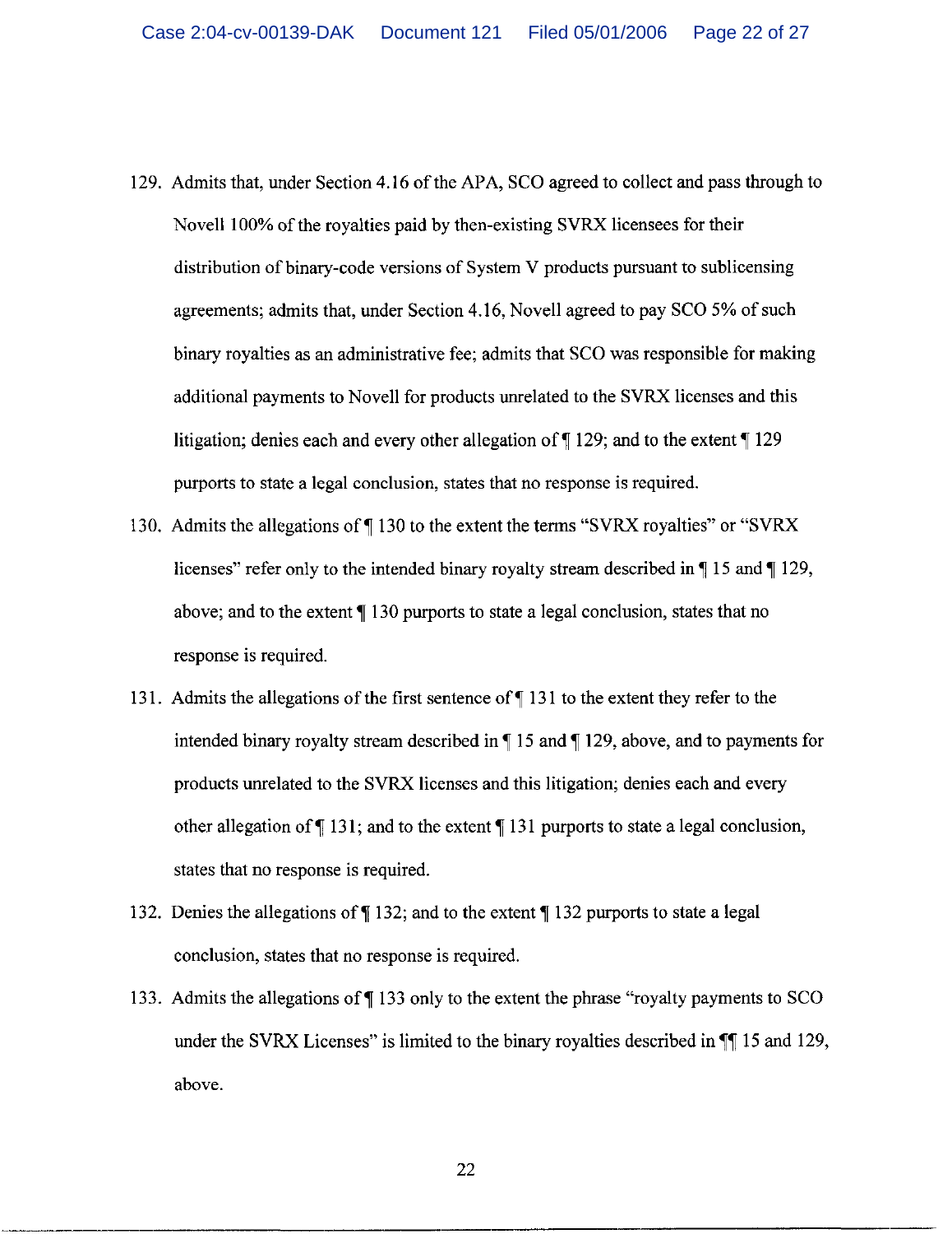129. Admits that, under Section 4.16 of the APA, SCO agreed to collect and pass through to Novell 100% of the royalties paid by then-existing SVRX licensees for their distribution of binary-code versions of System V products pursuant to sublicensing agreements; admits that, under Section 4.16, Novell agreed to pay SCO 5% of such binary royalties as an administrative fee; admits that SCO was responsible for making additional payments to Novell for products unrelated to the SVRX licenses and this litigation; denies each and every other allegation of ¶ 129; and to the extent ¶ 129 purports to state a legal conclusion, states that no response is required.

130. Admits the allegations of ¶ 130 to the extent the terms "SVRX royalties" or "SVRX licenses" refer only to the intended binary royalty stream described in ¶ 15 and ¶ 129, above; and to the extent ¶ 130 purports to state a legal conclusion, states that no response is required.

131. Admits the allegations of the first sentence of ¶ 131 to the extent they refer to the intended binary royalty stream described in ¶ 15 and ¶ 129, above, and to payments for products unrelated to the SVRX licenses and this litigation; denies each and every other allegation of ¶ 131; and to the extent ¶ 131 purports to state a legal conclusion, states that no response is required.

132. Denies the allegations of ¶ 132; and to the extent ¶ 132 purports to state a legal conclusion, states that no response is required.

133. Admits the allegations of ¶ 133 only to the extent the phrase "royalty payments to SCO under the SVRX Licenses" is limited to the binary royalties described in ¶¶ 15 and 129, above.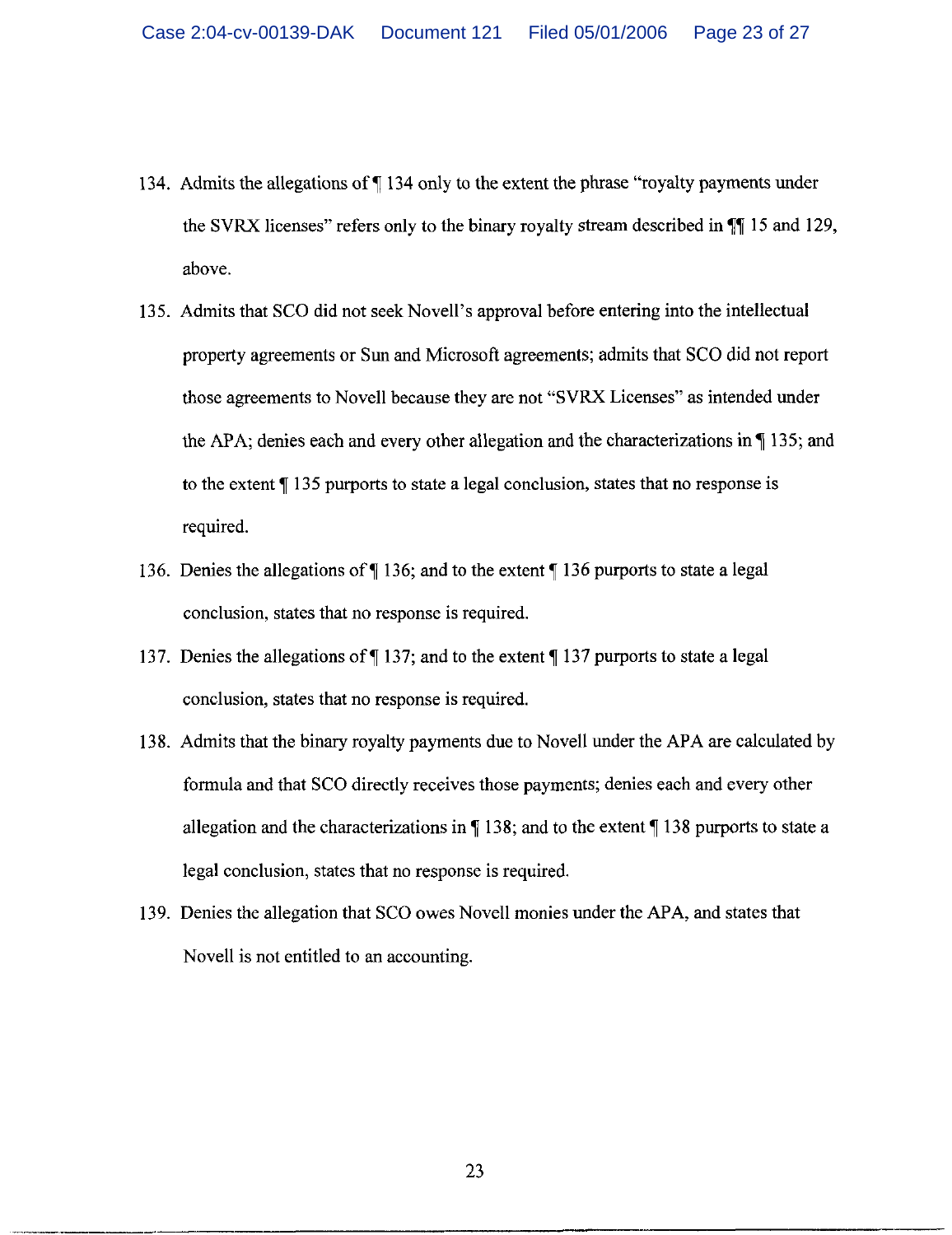134. Admits the allegations of ¶ 134 only to the extent the phrase "royalty payments under the SVRX licenses" refers only to the binary royalty stream described in ¶¶ 15 and 129, above.

135. Admits that SCO did not seek Novell's approval before entering into the intellectual property agreements or Sun and Microsoft agreements; admits that SCO did not report those agreements to Novell because they are not "SVRX Licenses" as intended under the APA; denies each and every other allegation and the characterizations in ¶ 135; and to the extent ¶ 135 purports to state a legal conclusion, states that no response is required.

136. Denies the allegations of ¶ 136; and to the extent ¶ 136 purports to state a legal conclusion, states that no response is required.

137. Denies the allegations of ¶ 137; and to the extent ¶ 137 purports to state a legal conclusion, states that no response is required.

138. Admits that the binary royalty payments due to Novell under the APA are calculated by formula and that SCO directly receives those payments; denies each and every other allegation and the characterizations in ¶ 138; and to the extent ¶ 138 purports to state a legal conclusion, states that no response is required.

139. Denies the allegation that SCO owes Novell monies under the APA, and states that Novell is not entitled to an accounting.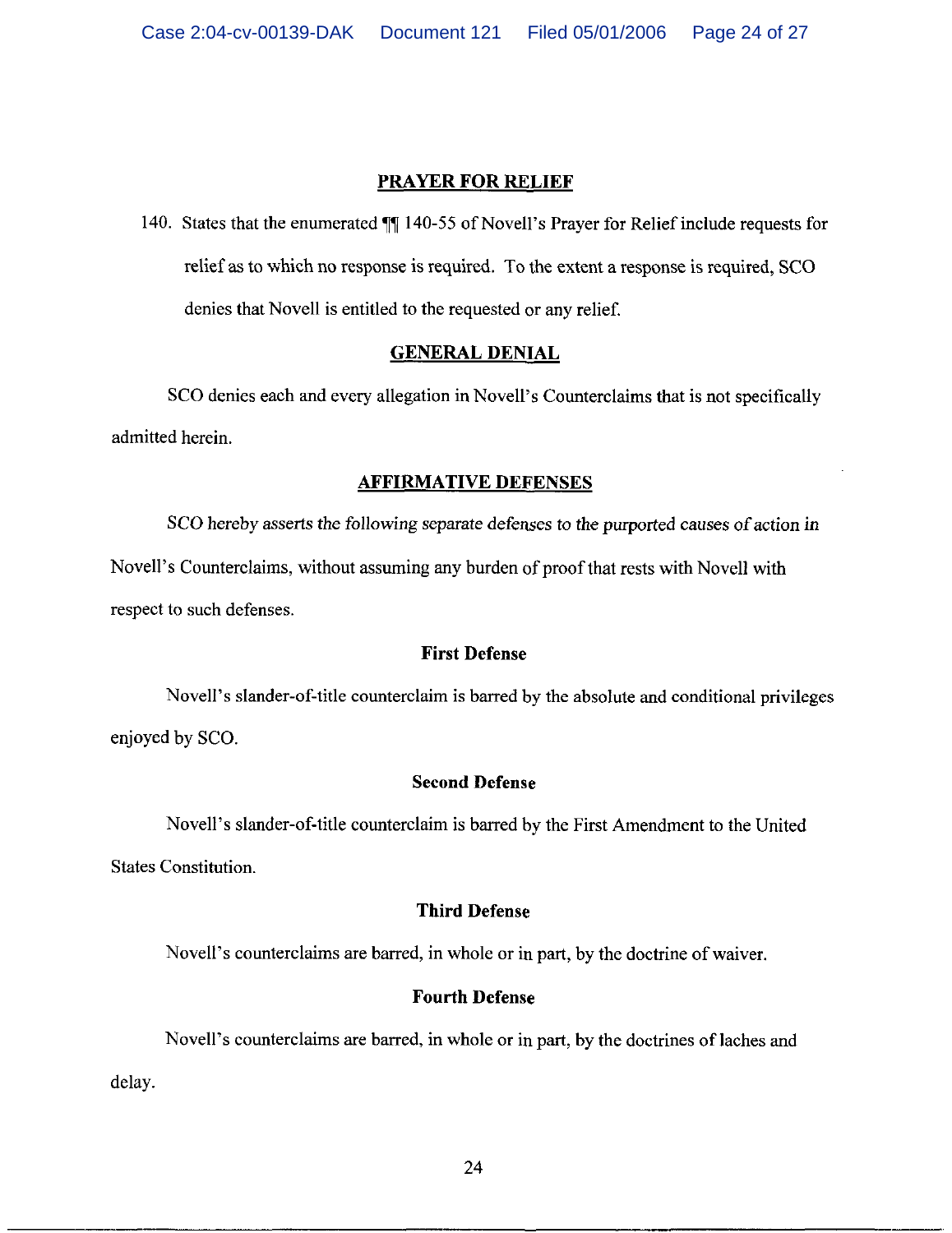## PRAYER FOR RELIEF

140. States that the enumerated ¶¶ 140-55 of Novell's Prayer for Relief include requests for relief as to which no response is required. To the extent a response is required, SCO denies that Novell is entitled to the requested or any relief.

## GENERAL DENIAL

SCO denies each and every allegation in Novell's Counterclaims that is not specifically admitted herein.

## AFFIRMATIVE DEFENSES

SCO hereby asserts the following separate defenses to the purported causes of action in Novell's Counterclaims, without assuming any burden of proof that rests with Novell with respect to such defenses.

### First Defense

Novell's slander-of-title counterclaim is barred by the absolute and conditional privileges enjoyed by SCO.

### Second Defense

Novell's slander-of-title counterclaim is barred by the First Amendment to the United States Constitution.

### Third Defense

Novell's counterclaims are barred, in whole or in part, by the doctrine of waiver.

### Fourth Defense

Novell's counterclaims are barred, in whole or in part, by the doctrines of laches and delay.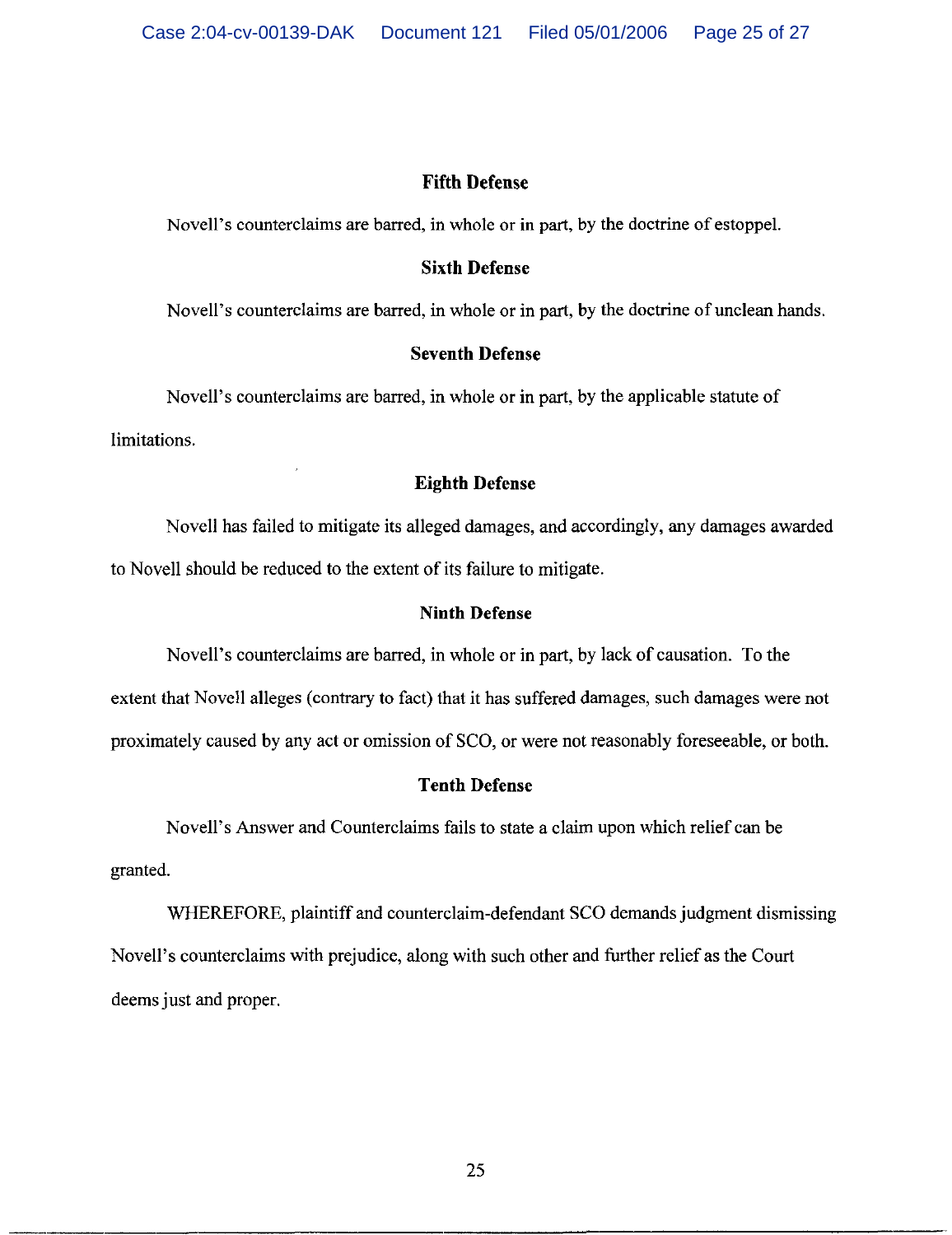### Fifth Defense

Novell's counterclaims are barred, in whole or in part, by the doctrine of estoppel.

### Sixth Defense

Novell's counterclaims are barred, in whole or in part, by the doctrine of unclean hands.

### Seventh Defense

Novell's counterclaims are barred, in whole or in part, by the applicable statute of limitations.

### Eighth Defense

Novell has failed to mitigate its alleged damages, and accordingly, any damages awarded to Novell should be reduced to the extent of its failure to mitigate.

### Ninth Defense

Novell's counterclaims are barred, in whole or in part, by lack of causation. To the extent that Novell alleges (contrary to fact) that it has suffered damages, such damages were not proximately caused by any act or omission of SCO, or were not reasonably foreseeable, or both.

### Tenth Defense

Novell's Answer and Counterclaims fails to state a claim upon which relief can be granted.

WHEREFORE, plaintiff and counterclaim-defendant SCO demands judgment dismissing Novell's counterclaims with prejudice, along with such other and further relief as the Court deems just and proper.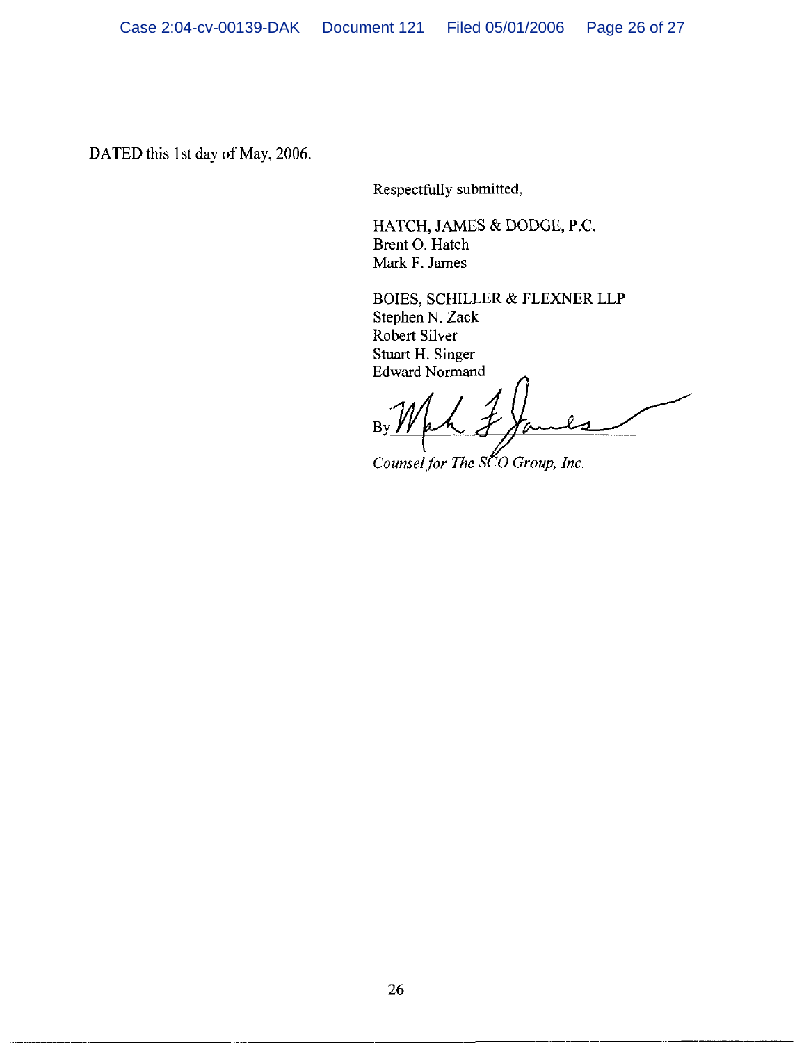DATED this 1st day of May, 2006.

Respectfully submitted,

HATCH, JAMES & DODGE, P.C.
Brent O. Hatch
Mark F. James

BOIES, SCHILLER & FLEXNER LLP
Stephen N. Zack
Robert Silver
Stuart H. Singer
Edward Normand

By ______________________

*Counsel for The SCO Group, Inc.*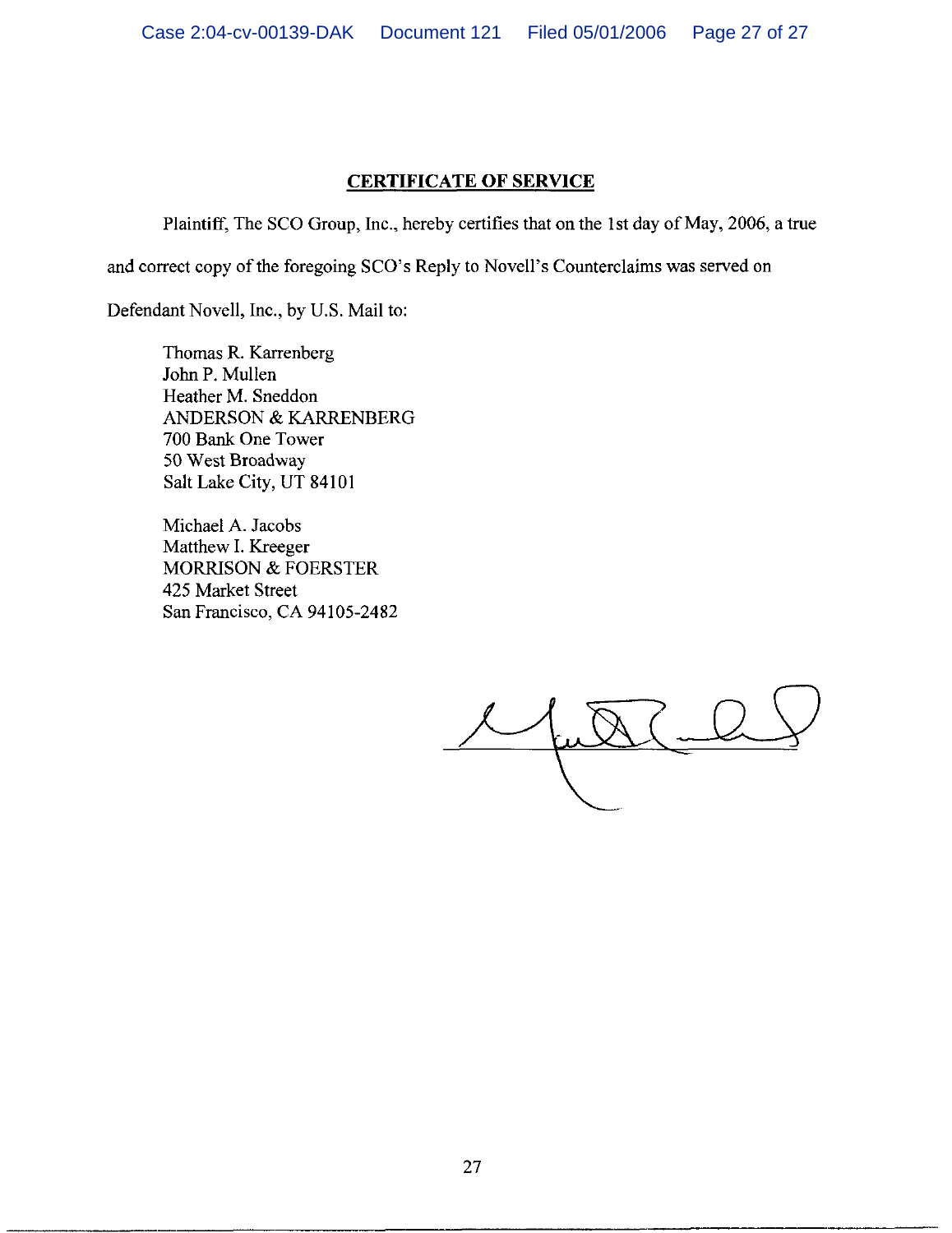## CERTIFICATE OF SERVICE

Plaintiff, The SCO Group, Inc., hereby certifies that on the 1st day of May, 2006, a true and correct copy of the foregoing SCO's Reply to Novell's Counterclaims was served on Defendant Novell, Inc., by U.S. Mail to:

Thomas R. Karrenberg
John P. Mullen
Heather M. Sneddon
ANDERSON & KARRENBERG
700 Bank One Tower
50 West Broadway
Salt Lake City, UT 84101

Michael A. Jacobs
Matthew I. Kreeger
MORRISON & FOERSTER
425 Market Street
San Francisco, CA 94105-2482